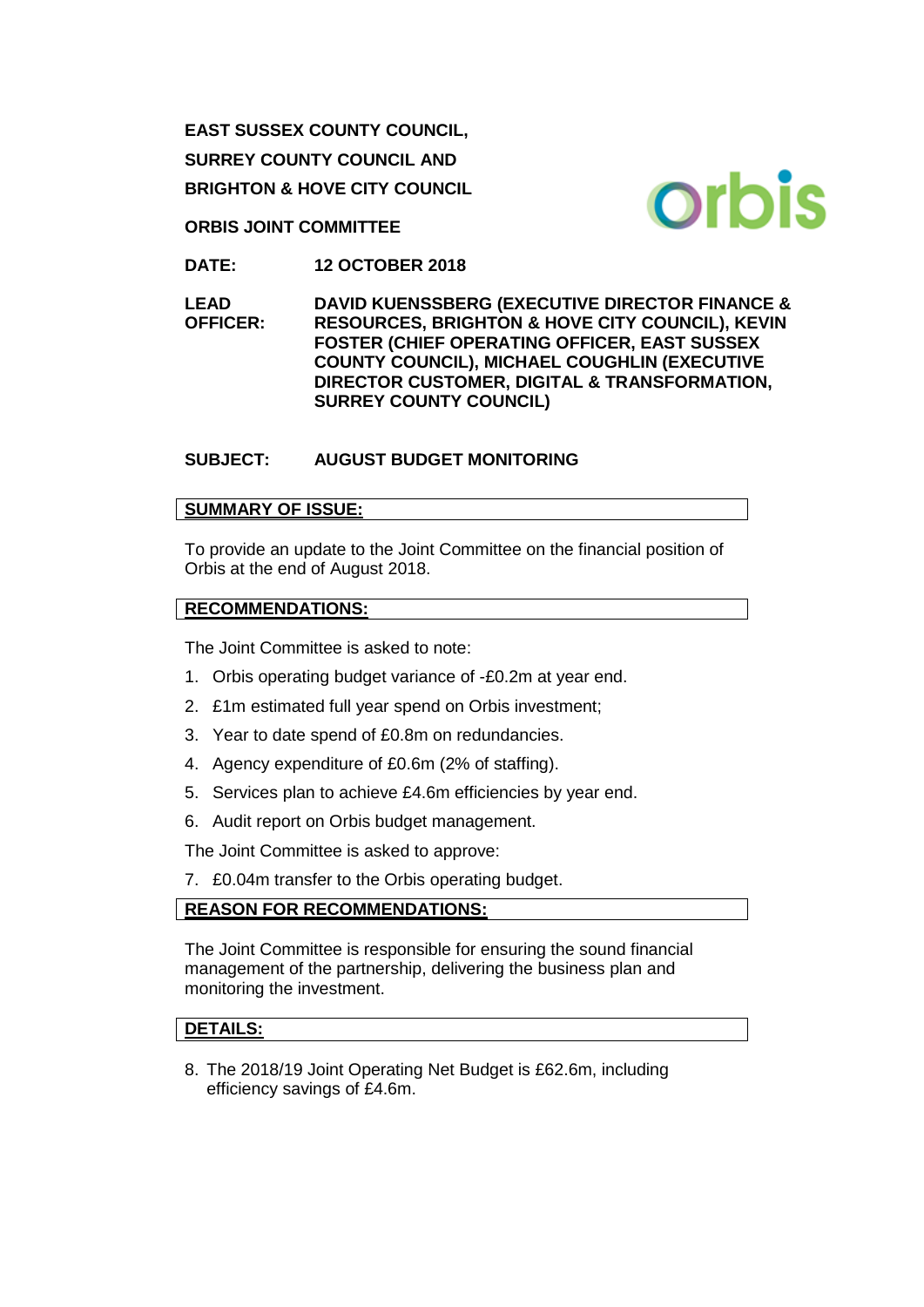**EAST SUSSEX COUNTY COUNCIL,**

**SURREY COUNTY COUNCIL AND**

**BRIGHTON & HOVE CITY COUNCIL**

**ORBIS JOINT COMMITTEE**

**DATE:** **12 OCTOBER 2018**

**LEAD OFFICER:** **DAVID KUENSSBERG (EXECUTIVE DIRECTOR FINANCE & RESOURCES, BRIGHTON & HOVE CITY COUNCIL), KEVIN FOSTER (CHIEF OPERATING OFFICER, EAST SUSSEX COUNTY COUNCIL), MICHAEL COUGHLIN (EXECUTIVE DIRECTOR CUSTOMER, DIGITAL & TRANSFORMATION, SURREY COUNTY COUNCIL)**

**SUBJECT:** **AUGUST BUDGET MONITORING**

## SUMMARY OF ISSUE:

To provide an update to the Joint Committee on the financial position of Orbis at the end of August 2018.

## RECOMMENDATIONS:

The Joint Committee is asked to note:

1. Orbis operating budget variance of -£0.2m at year end.
2. £1m estimated full year spend on Orbis investment;
3. Year to date spend of £0.8m on redundancies.
4. Agency expenditure of £0.6m (2% of staffing).
5. Services plan to achieve £4.6m efficiencies by year end.
6. Audit report on Orbis budget management.

The Joint Committee is asked to approve:

7. £0.04m transfer to the Orbis operating budget.

## REASON FOR RECOMMENDATIONS:

The Joint Committee is responsible for ensuring the sound financial management of the partnership, delivering the business plan and monitoring the investment.

## DETAILS:

8. The 2018/19 Joint Operating Net Budget is £62.6m, including efficiency savings of £4.6m.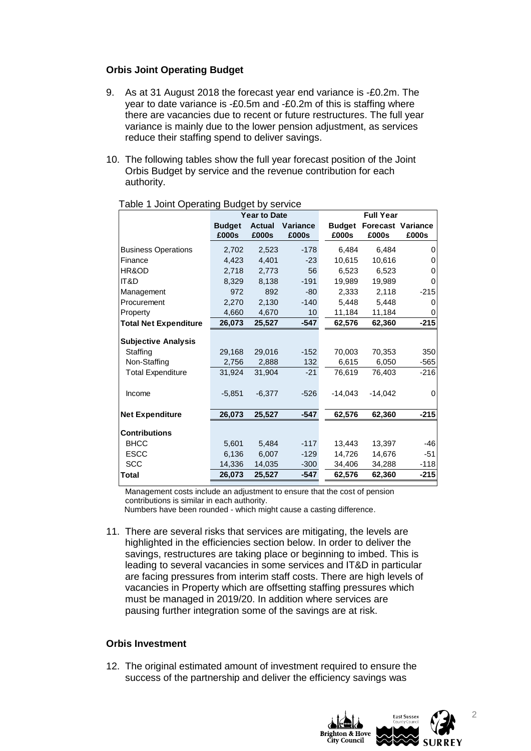**Orbis Joint Operating Budget**

9. As at 31 August 2018 the forecast year end variance is -£0.2m. The year to date variance is -£0.5m and -£0.2m of this is staffing where there are vacancies due to recent or future restructures. The full year variance is mainly due to the lower pension adjustment, as services reduce their staffing spend to deliver savings.

10. The following tables show the full year forecast position of the Joint Orbis Budget by service and the revenue contribution for each authority.

Table 1 Joint Operating Budget by service

| | Year to Date | | | Full Year | | |
|---|---|---|---|---|---|---|
| | Budget £000s | Actual £000s | Variance £000s | Budget £000s | Forecast £000s | Variance £000s |
| Business Operations | 2,702 | 2,523 | -178 | 6,484 | 6,484 | 0 |
| Finance | 4,423 | 4,401 | -23 | 10,615 | 10,616 | 0 |
| HR&OD | 2,718 | 2,773 | 56 | 6,523 | 6,523 | 0 |
| IT&D | 8,329 | 8,138 | -191 | 19,989 | 19,989 | 0 |
| Management | 972 | 892 | -80 | 2,333 | 2,118 | -215 |
| Procurement | 2,270 | 2,130 | -140 | 5,448 | 5,448 | 0 |
| Property | 4,660 | 4,670 | 10 | 11,184 | 11,184 | 0 |
| **Total Net Expenditure** | **26,073** | **25,527** | **-547** | **62,576** | **62,360** | **-215** |
| **Subjective Analysis** | | | | | | |
| Staffing | 29,168 | 29,016 | -152 | 70,003 | 70,353 | 350 |
| Non-Staffing | 2,756 | 2,888 | 132 | 6,615 | 6,050 | -565 |
| Total Expenditure | 31,924 | 31,904 | -21 | 76,619 | 76,403 | -216 |
| Income | -5,851 | -6,377 | -526 | -14,043 | -14,042 | 0 |
| **Net Expenditure** | **26,073** | **25,527** | **-547** | **62,576** | **62,360** | **-215** |
| **Contributions** | | | | | | |
| BHCC | 5,601 | 5,484 | -117 | 13,443 | 13,397 | -46 |
| ESCC | 6,136 | 6,007 | -129 | 14,726 | 14,676 | -51 |
| SCC | 14,336 | 14,035 | -300 | 34,406 | 34,288 | -118 |
| **Total** | **26,073** | **25,527** | **-547** | **62,576** | **62,360** | **-215** |

Management costs include an adjustment to ensure that the cost of pension contributions is similar in each authority.
Numbers have been rounded - which might cause a casting difference.

11. There are several risks that services are mitigating, the levels are highlighted in the efficiencies section below. In order to deliver the savings, restructures are taking place or beginning to imbed. This is leading to several vacancies in some services and IT&D in particular are facing pressures from interim staff costs. There are high levels of vacancies in Property which are offsetting staffing pressures which must be managed in 2019/20. In addition where services are pausing further integration some of the savings are at risk.

**Orbis Investment**

12. The original estimated amount of investment required to ensure the success of the partnership and deliver the efficiency savings was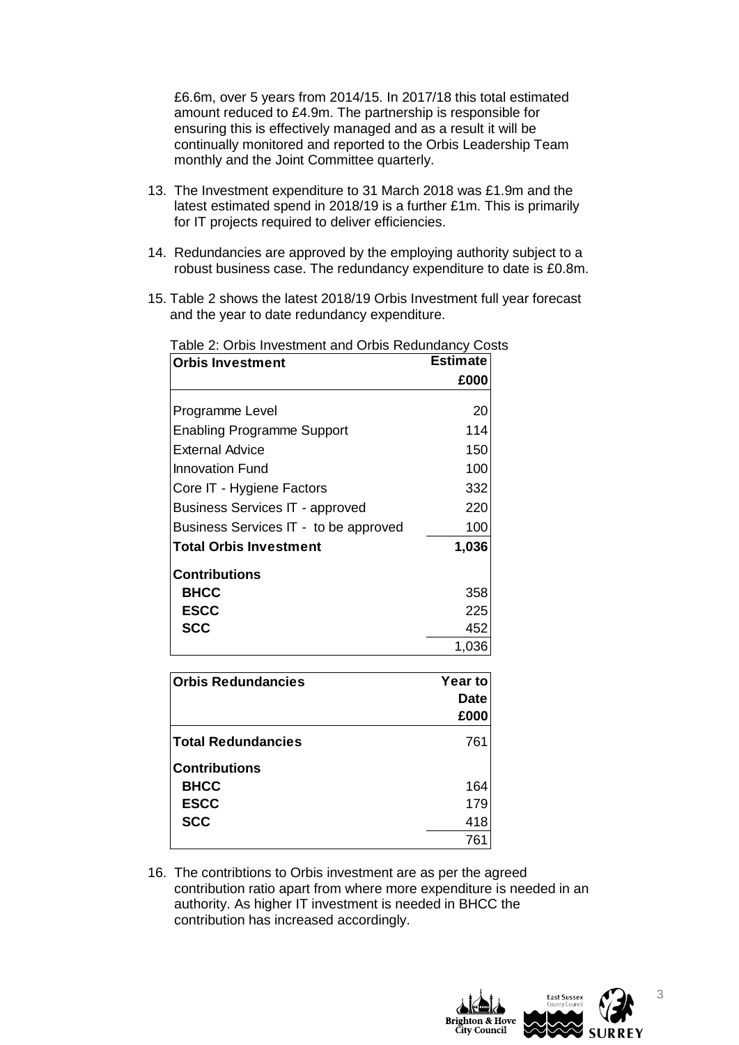£6.6m, over 5 years from 2014/15. In 2017/18 this total estimated amount reduced to £4.9m. The partnership is responsible for ensuring this is effectively managed and as a result it will be continually monitored and reported to the Orbis Leadership Team monthly and the Joint Committee quarterly.

13. The Investment expenditure to 31 March 2018 was £1.9m and the latest estimated spend in 2018/19 is a further £1m. This is primarily for IT projects required to deliver efficiencies.

14. Redundancies are approved by the employing authority subject to a robust business case. The redundancy expenditure to date is £0.8m.

15. Table 2 shows the latest 2018/19 Orbis Investment full year forecast and the year to date redundancy expenditure.

Table 2: Orbis Investment and Orbis Redundancy Costs

| **Orbis Investment** | **Estimate £000** |
|---|---|
| Programme Level | 20 |
| Enabling Programme Support | 114 |
| External Advice | 150 |
| Innovation Fund | 100 |
| Core IT - Hygiene Factors | 332 |
| Business Services IT - approved | 220 |
| Business Services IT - to be approved | 100 |
| **Total Orbis Investment** | **1,036** |
| **Contributions** | |
| **BHCC** | 358 |
| **ESCC** | 225 |
| **SCC** | 452 |
| | 1,036 |

| **Orbis Redundancies** | **Year to Date £000** |
|---|---|
| **Total Redundancies** | 761 |
| **Contributions** | |
| **BHCC** | 164 |
| **ESCC** | 179 |
| **SCC** | 418 |
| | 761 |

16. The contribtions to Orbis investment are as per the agreed contribution ratio apart from where more expenditure is needed in an authority. As higher IT investment is needed in BHCC the contribution has increased accordingly.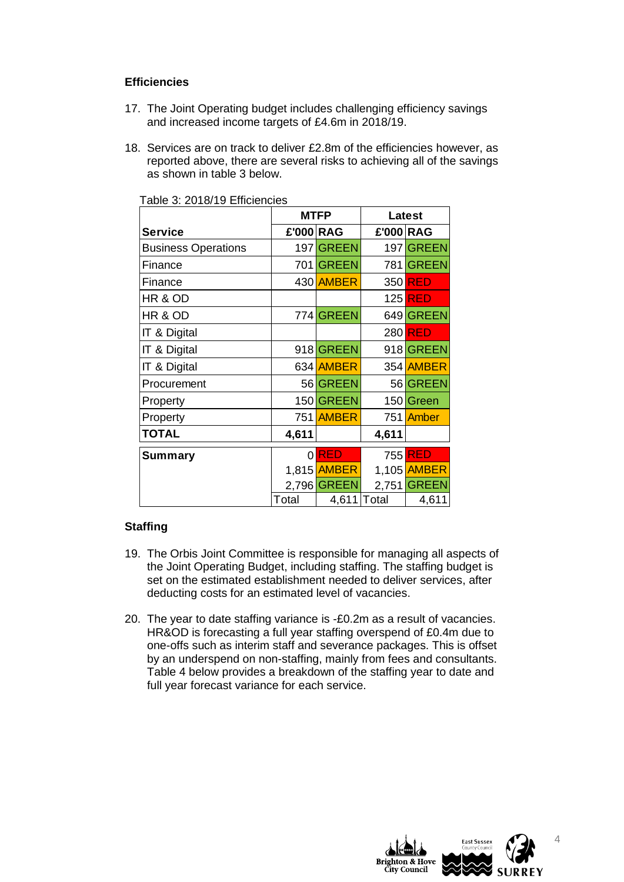**Efficiencies**

17. The Joint Operating budget includes challenging efficiency savings and increased income targets of £4.6m in 2018/19.

18. Services are on track to deliver £2.8m of the efficiencies however, as reported above, there are several risks to achieving all of the savings as shown in table 3 below.

Table 3: 2018/19 Efficiencies

| | MTFP | | Latest | |
|---|---|---|---|---|
| **Service** | **£'000** | **RAG** | **£'000** | **RAG** |
| Business Operations | 197 | GREEN | 197 | GREEN |
| Finance | 701 | GREEN | 781 | GREEN |
| Finance | 430 | AMBER | 350 | RED |
| HR & OD | | | 125 | RED |
| HR & OD | 774 | GREEN | 649 | GREEN |
| IT & Digital | | | 280 | RED |
| IT & Digital | 918 | GREEN | 918 | GREEN |
| IT & Digital | 634 | AMBER | 354 | AMBER |
| Procurement | 56 | GREEN | 56 | GREEN |
| Property | 150 | GREEN | 150 | Green |
| Property | 751 | AMBER | 751 | Amber |
| **TOTAL** | **4,611** | | **4,611** | |
| **Summary** | 0 | RED | 755 | RED |
| | 1,815 | AMBER | 1,105 | AMBER |
| | 2,796 | GREEN | 2,751 | GREEN |
| | Total | 4,611 | Total | 4,611 |

**Staffing**

19. The Orbis Joint Committee is responsible for managing all aspects of the Joint Operating Budget, including staffing. The staffing budget is set on the estimated establishment needed to deliver services, after deducting costs for an estimated level of vacancies.

20. The year to date staffing variance is -£0.2m as a result of vacancies. HR&OD is forecasting a full year staffing overspend of £0.4m due to one-offs such as interim staff and severance packages. This is offset by an underspend on non-staffing, mainly from fees and consultants. Table 4 below provides a breakdown of the staffing year to date and full year forecast variance for each service.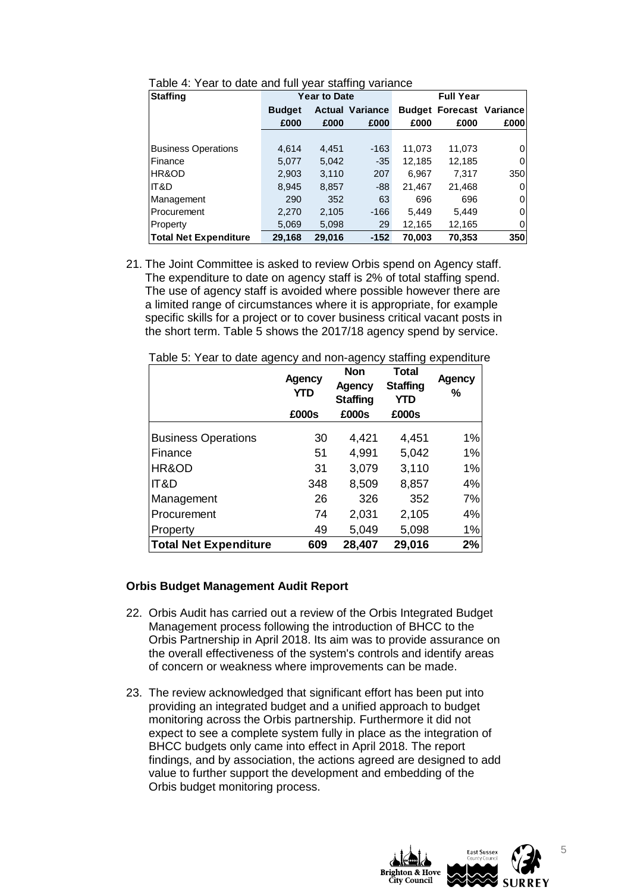Table 4: Year to date and full year staffing variance

| Staffing | Year to Date | | | Full Year | | |
|---|---|---|---|---|---|---|
| | Budget | Actual | Variance | Budget | Forecast | Variance |
| | £000 | £000 | £000 | £000 | £000 | £000 |
| Business Operations | 4,614 | 4,451 | -163 | 11,073 | 11,073 | 0 |
| Finance | 5,077 | 5,042 | -35 | 12,185 | 12,185 | 0 |
| HR&OD | 2,903 | 3,110 | 207 | 6,967 | 7,317 | 350 |
| IT&D | 8,945 | 8,857 | -88 | 21,467 | 21,468 | 0 |
| Management | 290 | 352 | 63 | 696 | 696 | 0 |
| Procurement | 2,270 | 2,105 | -166 | 5,449 | 5,449 | 0 |
| Property | 5,069 | 5,098 | 29 | 12,165 | 12,165 | 0 |
| **Total Net Expenditure** | **29,168** | **29,016** | **-152** | **70,003** | **70,353** | **350** |

21. The Joint Committee is asked to review Orbis spend on Agency staff. The expenditure to date on agency staff is 2% of total staffing spend. The use of agency staff is avoided where possible however there are a limited range of circumstances where it is appropriate, for example specific skills for a project or to cover business critical vacant posts in the short term. Table 5 shows the 2017/18 agency spend by service.

Table 5: Year to date agency and non-agency staffing expenditure

| | Agency YTD | Non Agency Staffing | Total Staffing YTD | Agency % |
|---|---|---|---|---|
| | £000s | £000s | £000s | |
| Business Operations | 30 | 4,421 | 4,451 | 1% |
| Finance | 51 | 4,991 | 5,042 | 1% |
| HR&OD | 31 | 3,079 | 3,110 | 1% |
| IT&D | 348 | 8,509 | 8,857 | 4% |
| Management | 26 | 326 | 352 | 7% |
| Procurement | 74 | 2,031 | 2,105 | 4% |
| Property | 49 | 5,049 | 5,098 | 1% |
| **Total Net Expenditure** | **609** | **28,407** | **29,016** | **2%** |

**Orbis Budget Management Audit Report**

22. Orbis Audit has carried out a review of the Orbis Integrated Budget Management process following the introduction of BHCC to the Orbis Partnership in April 2018. Its aim was to provide assurance on the overall effectiveness of the system's controls and identify areas of concern or weakness where improvements can be made.

23. The review acknowledged that significant effort has been put into providing an integrated budget and a unified approach to budget monitoring across the Orbis partnership. Furthermore it did not expect to see a complete system fully in place as the integration of BHCC budgets only came into effect in April 2018. The report findings, and by association, the actions agreed are designed to add value to further support the development and embedding of the Orbis budget monitoring process.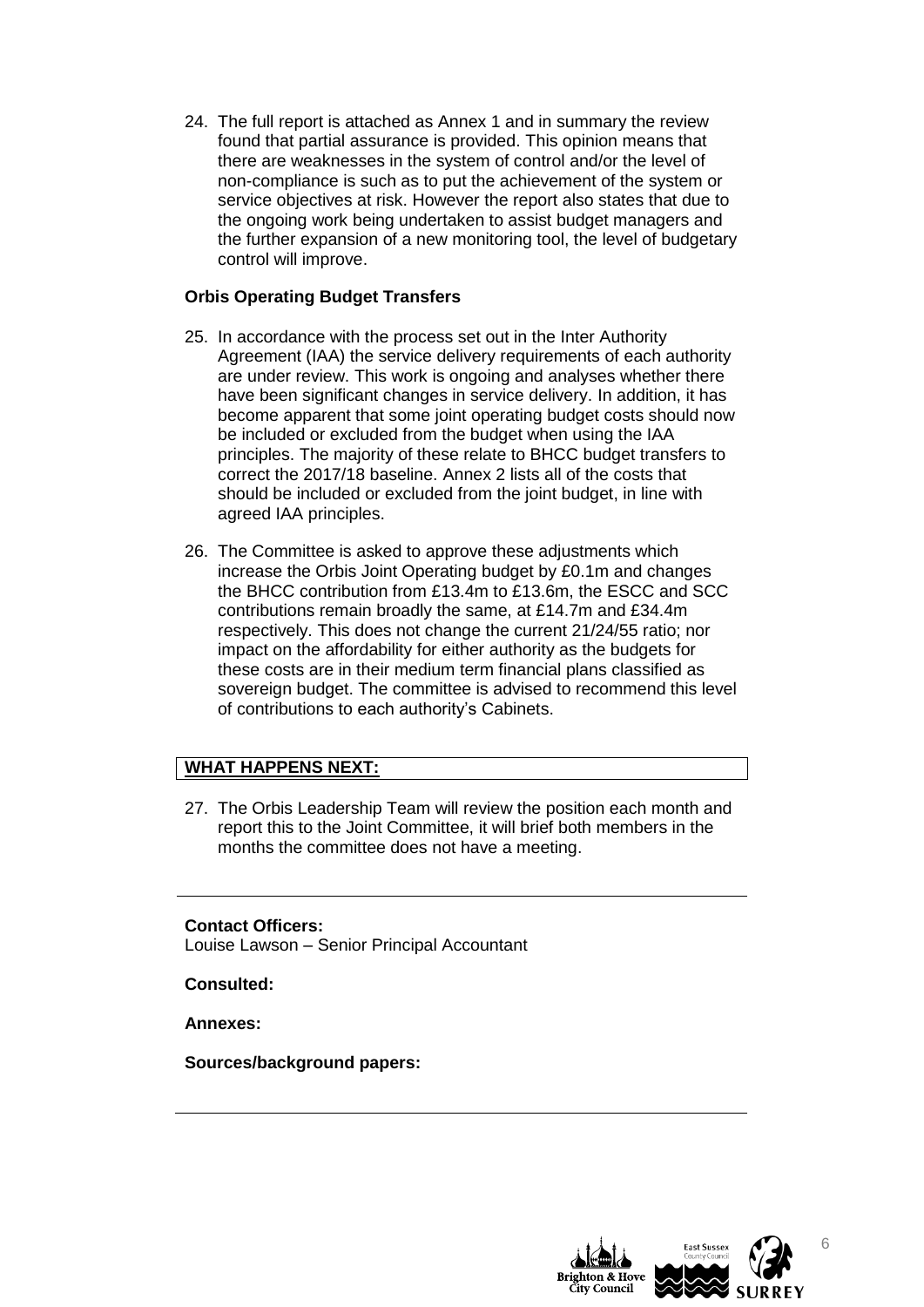24. The full report is attached as Annex 1 and in summary the review found that partial assurance is provided. This opinion means that there are weaknesses in the system of control and/or the level of non-compliance is such as to put the achievement of the system or service objectives at risk. However the report also states that due to the ongoing work being undertaken to assist budget managers and the further expansion of a new monitoring tool, the level of budgetary control will improve.

**Orbis Operating Budget Transfers**

25. In accordance with the process set out in the Inter Authority Agreement (IAA) the service delivery requirements of each authority are under review. This work is ongoing and analyses whether there have been significant changes in service delivery. In addition, it has become apparent that some joint operating budget costs should now be included or excluded from the budget when using the IAA principles. The majority of these relate to BHCC budget transfers to correct the 2017/18 baseline. Annex 2 lists all of the costs that should be included or excluded from the joint budget, in line with agreed IAA principles.

26. The Committee is asked to approve these adjustments which increase the Orbis Joint Operating budget by £0.1m and changes the BHCC contribution from £13.4m to £13.6m, the ESCC and SCC contributions remain broadly the same, at £14.7m and £34.4m respectively. This does not change the current 21/24/55 ratio; nor impact on the affordability for either authority as the budgets for these costs are in their medium term financial plans classified as sovereign budget. The committee is advised to recommend this level of contributions to each authority's Cabinets.

**WHAT HAPPENS NEXT:**

27. The Orbis Leadership Team will review the position each month and report this to the Joint Committee, it will brief both members in the months the committee does not have a meeting.

---

**Contact Officers:**
Louise Lawson – Senior Principal Accountant

**Consulted:**

**Annexes:**

**Sources/background papers:**